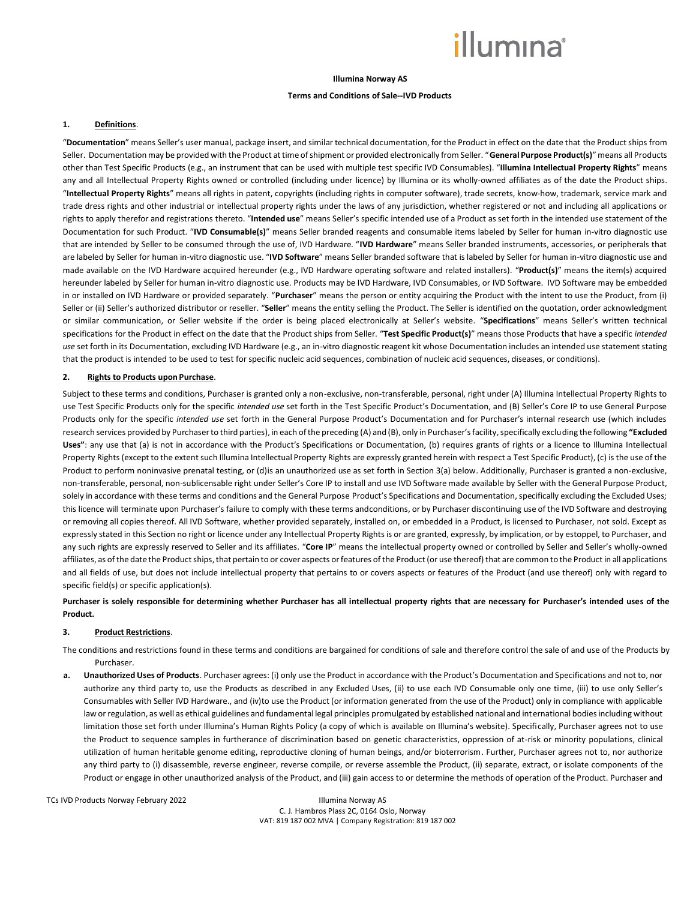**Illumina Norway AS**

**Terms and Conditions of Sale--IVD Products**

## 1. Definitions.

"**Documentation**" means Seller's user manual, package insert, and similar technical documentation, for the Product in effect on the date that the Product ships from Seller. Documentation may be provided with the Product at time of shipment or provided electronically from Seller. "**General Purpose Product(s)**" means all Products other than Test Specific Products (e.g., an instrument that can be used with multiple test specific IVD Consumables). "**Illumina Intellectual Property Rights**" means any and all Intellectual Property Rights owned or controlled (including under licence) by Illumina or its wholly-owned affiliates as of the date the Product ships. "**Intellectual Property Rights**" means all rights in patent, copyrights (including rights in computer software), trade secrets, know-how, trademark, service mark and trade dress rights and other industrial or intellectual property rights under the laws of any jurisdiction, whether registered or not and including all applications or rights to apply therefor and registrations thereto. "**Intended use**" means Seller's specific intended use of a Product as set forth in the intended use statement of the Documentation for such Product. "**IVD Consumable(s)**" means Seller branded reagents and consumable items labeled by Seller for human in-vitro diagnostic use that are intended by Seller to be consumed through the use of, IVD Hardware. "**IVD Hardware**" means Seller branded instruments, accessories, or peripherals that are labeled by Seller for human in-vitro diagnostic use. "**IVD Software**" means Seller branded software that is labeled by Seller for human in-vitro diagnostic use and made available on the IVD Hardware acquired hereunder (e.g., IVD Hardware operating software and related installers). "**Product(s)**" means the item(s) acquired hereunder labeled by Seller for human in-vitro diagnostic use. Products may be IVD Hardware, IVD Consumables, or IVD Software. IVD Software may be embedded in or installed on IVD Hardware or provided separately. "**Purchaser**" means the person or entity acquiring the Product with the intent to use the Product, from (i) Seller or (ii) Seller's authorized distributor or reseller. "**Seller**" means the entity selling the Product. The Seller is identified on the quotation, order acknowledgment or similar communication, or Seller website if the order is being placed electronically at Seller's website. "**Specifications**" means Seller's written technical specifications for the Product in effect on the date that the Product ships from Seller. "**Test Specific Product(s)**" means those Products that have a specific *intended use* set forth in its Documentation, excluding IVD Hardware (e.g., an in-vitro diagnostic reagent kit whose Documentation includes an intended use statement stating that the product is intended to be used to test for specific nucleic acid sequences, combination of nucleic acid sequences, diseases, or conditions).

## 2. Rights to Products upon Purchase.

Subject to these terms and conditions, Purchaser is granted only a non-exclusive, non-transferable, personal, right under (A) Illumina Intellectual Property Rights to use Test Specific Products only for the specific *intended use* set forth in the Test Specific Product's Documentation, and (B) Seller's Core IP to use General Purpose Products only for the specific *intended use* set forth in the General Purpose Product's Documentation and for Purchaser's internal research use (which includes research services provided by Purchaser to third parties), in each of the preceding (A) and (B), only in Purchaser's facility, specifically excluding the following **"Excluded Uses"**: any use that (a) is not in accordance with the Product's Specifications or Documentation, (b) requires grants of rights or a licence to Illumina Intellectual Property Rights (except to the extent such Illumina Intellectual Property Rights are expressly granted herein with respect a Test Specific Product), (c) is the use of the Product to perform noninvasive prenatal testing, or (d)is an unauthorized use as set forth in Section 3(a) below. Additionally, Purchaser is granted a non-exclusive, non-transferable, personal, non-sublicensable right under Seller's Core IP to install and use IVD Software made available by Seller with the General Purpose Product, solely in accordance with these terms and conditions and the General Purpose Product's Specifications and Documentation, specifically excluding the Excluded Uses; this licence will terminate upon Purchaser's failure to comply with these terms andconditions, or by Purchaser discontinuing use of the IVD Software and destroying or removing all copies thereof. All IVD Software, whether provided separately, installed on, or embedded in a Product, is licensed to Purchaser, not sold. Except as expressly stated in this Section no right or licence under any Intellectual Property Rights is or are granted, expressly, by implication, or by estoppel, to Purchaser, and any such rights are expressly reserved to Seller and its affiliates. "**Core IP**" means the intellectual property owned or controlled by Seller and Seller's wholly-owned affiliates, as of the date the Product ships, that pertain to or cover aspects or features of the Product (or use thereof) that are common to the Product in all applications and all fields of use, but does not include intellectual property that pertains to or covers aspects or features of the Product (and use thereof) only with regard to specific field(s) or specific application(s).

**Purchaser is solely responsible for determining whether Purchaser has all intellectual property rights that are necessary for Purchaser's intended uses of the Product.**

## 3. Product Restrictions.

The conditions and restrictions found in these terms and conditions are bargained for conditions of sale and therefore control the sale of and use of the Products by Purchaser.

a. **Unauthorized Uses of Products**. Purchaser agrees: (i) only use the Product in accordance with the Product's Documentation and Specifications and not to, nor authorize any third party to, use the Products as described in any Excluded Uses, (ii) to use each IVD Consumable only one time, (iii) to use only Seller's Consumables with Seller IVD Hardware., and (iv)to use the Product (or information generated from the use of the Product) only in compliance with applicable law or regulation, as well as ethical guidelines and fundamental legal principles promulgated by established national and international bodies including without limitation those set forth under Illumina's Human Rights Policy (a copy of which is available on Illumina's website). Specifically, Purchaser agrees not to use the Product to sequence samples in furtherance of discrimination based on genetic characteristics, oppression of at-risk or minority populations, clinical utilization of human heritable genome editing, reproductive cloning of human beings, and/or bioterrorism. Further, Purchaser agrees not to, nor authorize any third party to (i) disassemble, reverse engineer, reverse compile, or reverse assemble the Product, (ii) separate, extract, or isolate components of the Product or engage in other unauthorized analysis of the Product, and (iii) gain access to or determine the methods of operation of the Product. Purchaser and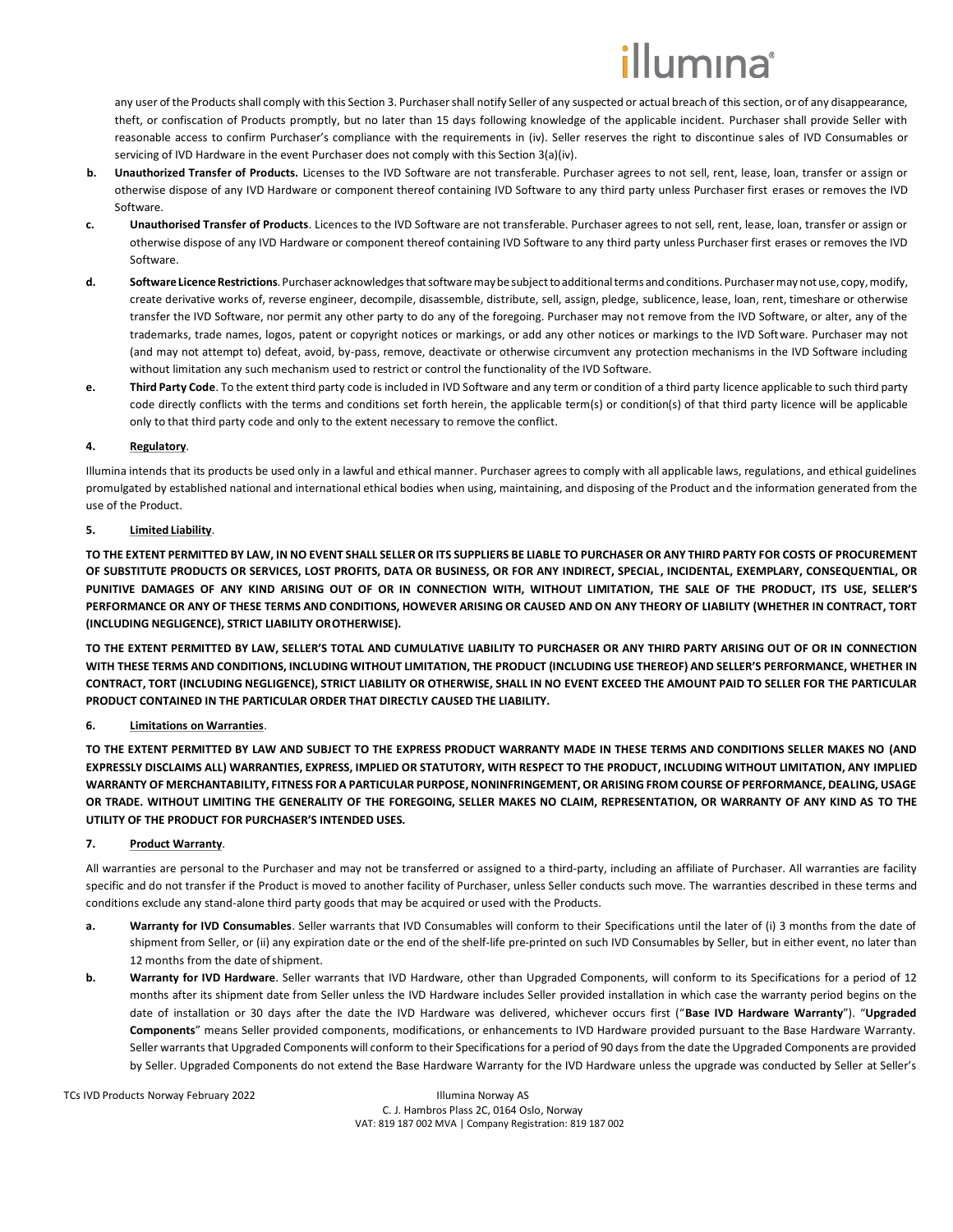any user of the Products shall comply with this Section 3. Purchaser shall notify Seller of any suspected or actual breach of this section, or of any disappearance, theft, or confiscation of Products promptly, but no later than 15 days following knowledge of the applicable incident. Purchaser shall provide Seller with reasonable access to confirm Purchaser's compliance with the requirements in (iv). Seller reserves the right to discontinue sales of IVD Consumables or servicing of IVD Hardware in the event Purchaser does not comply with this Section 3(a)(iv).

**b. Unauthorized Transfer of Products.** Licenses to the IVD Software are not transferable. Purchaser agrees to not sell, rent, lease, loan, transfer or assign or otherwise dispose of any IVD Hardware or component thereof containing IVD Software to any third party unless Purchaser first erases or removes the IVD Software.

**c. Unauthorised Transfer of Products**. Licences to the IVD Software are not transferable. Purchaser agrees to not sell, rent, lease, loan, transfer or assign or otherwise dispose of any IVD Hardware or component thereof containing IVD Software to any third party unless Purchaser first erases or removes the IVD Software.

**d. Software Licence Restrictions**. Purchaser acknowledges that software may be subject to additional terms and conditions. Purchaser may not use, copy, modify, create derivative works of, reverse engineer, decompile, disassemble, distribute, sell, assign, pledge, sublicence, lease, loan, rent, timeshare or otherwise transfer the IVD Software, nor permit any other party to do any of the foregoing. Purchaser may not remove from the IVD Software, or alter, any of the trademarks, trade names, logos, patent or copyright notices or markings, or add any other notices or markings to the IVD Software. Purchaser may not (and may not attempt to) defeat, avoid, by-pass, remove, deactivate or otherwise circumvent any protection mechanisms in the IVD Software including without limitation any such mechanism used to restrict or control the functionality of the IVD Software.

**e. Third Party Code**. To the extent third party code is included in IVD Software and any term or condition of a third party licence applicable to such third party code directly conflicts with the terms and conditions set forth herein, the applicable term(s) or condition(s) of that third party licence will be applicable only to that third party code and only to the extent necessary to remove the conflict.

## 4. Regulatory.

Illumina intends that its products be used only in a lawful and ethical manner. Purchaser agrees to comply with all applicable laws, regulations, and ethical guidelines promulgated by established national and international ethical bodies when using, maintaining, and disposing of the Product and the information generated from the use of the Product.

## 5. Limited Liability.

**TO THE EXTENT PERMITTED BY LAW, IN NO EVENT SHALL SELLER OR ITS SUPPLIERS BE LIABLE TO PURCHASER OR ANY THIRD PARTY FOR COSTS OF PROCUREMENT OF SUBSTITUTE PRODUCTS OR SERVICES, LOST PROFITS, DATA OR BUSINESS, OR FOR ANY INDIRECT, SPECIAL, INCIDENTAL, EXEMPLARY, CONSEQUENTIAL, OR PUNITIVE DAMAGES OF ANY KIND ARISING OUT OF OR IN CONNECTION WITH, WITHOUT LIMITATION, THE SALE OF THE PRODUCT, ITS USE, SELLER'S PERFORMANCE OR ANY OF THESE TERMS AND CONDITIONS, HOWEVER ARISING OR CAUSED AND ON ANY THEORY OF LIABILITY (WHETHER IN CONTRACT, TORT (INCLUDING NEGLIGENCE), STRICT LIABILITY OR OTHERWISE).**

**TO THE EXTENT PERMITTED BY LAW, SELLER'S TOTAL AND CUMULATIVE LIABILITY TO PURCHASER OR ANY THIRD PARTY ARISING OUT OF OR IN CONNECTION WITH THESE TERMS AND CONDITIONS, INCLUDING WITHOUT LIMITATION, THE PRODUCT (INCLUDING USE THEREOF) AND SELLER'S PERFORMANCE, WHETHER IN CONTRACT, TORT (INCLUDING NEGLIGENCE), STRICT LIABILITY OR OTHERWISE, SHALL IN NO EVENT EXCEED THE AMOUNT PAID TO SELLER FOR THE PARTICULAR PRODUCT CONTAINED IN THE PARTICULAR ORDER THAT DIRECTLY CAUSED THE LIABILITY.**

## 6. Limitations on Warranties.

**TO THE EXTENT PERMITTED BY LAW AND SUBJECT TO THE EXPRESS PRODUCT WARRANTY MADE IN THESE TERMS AND CONDITIONS SELLER MAKES NO (AND EXPRESSLY DISCLAIMS ALL) WARRANTIES, EXPRESS, IMPLIED OR STATUTORY, WITH RESPECT TO THE PRODUCT, INCLUDING WITHOUT LIMITATION, ANY IMPLIED WARRANTY OF MERCHANTABILITY, FITNESS FOR A PARTICULAR PURPOSE, NONINFRINGEMENT, OR ARISING FROM COURSE OF PERFORMANCE, DEALING, USAGE OR TRADE. WITHOUT LIMITING THE GENERALITY OF THE FOREGOING, SELLER MAKES NO CLAIM, REPRESENTATION, OR WARRANTY OF ANY KIND AS TO THE UTILITY OF THE PRODUCT FOR PURCHASER'S INTENDED USES.**

## 7. Product Warranty.

All warranties are personal to the Purchaser and may not be transferred or assigned to a third-party, including an affiliate of Purchaser. All warranties are facility specific and do not transfer if the Product is moved to another facility of Purchaser, unless Seller conducts such move. The warranties described in these terms and conditions exclude any stand-alone third party goods that may be acquired or used with the Products.

**a. Warranty for IVD Consumables**. Seller warrants that IVD Consumables will conform to their Specifications until the later of (i) 3 months from the date of shipment from Seller, or (ii) any expiration date or the end of the shelf-life pre-printed on such IVD Consumables by Seller, but in either event, no later than 12 months from the date of shipment.

**b. Warranty for IVD Hardware**. Seller warrants that IVD Hardware, other than Upgraded Components, will conform to its Specifications for a period of 12 months after its shipment date from Seller unless the IVD Hardware includes Seller provided installation in which case the warranty period begins on the date of installation or 30 days after the date the IVD Hardware was delivered, whichever occurs first ("**Base IVD Hardware Warranty**"). "**Upgraded Components**" means Seller provided components, modifications, or enhancements to IVD Hardware provided pursuant to the Base Hardware Warranty. Seller warrants that Upgraded Components will conform to their Specifications for a period of 90 days from the date the Upgraded Components are provided by Seller. Upgraded Components do not extend the Base Hardware Warranty for the IVD Hardware unless the upgrade was conducted by Seller at Seller's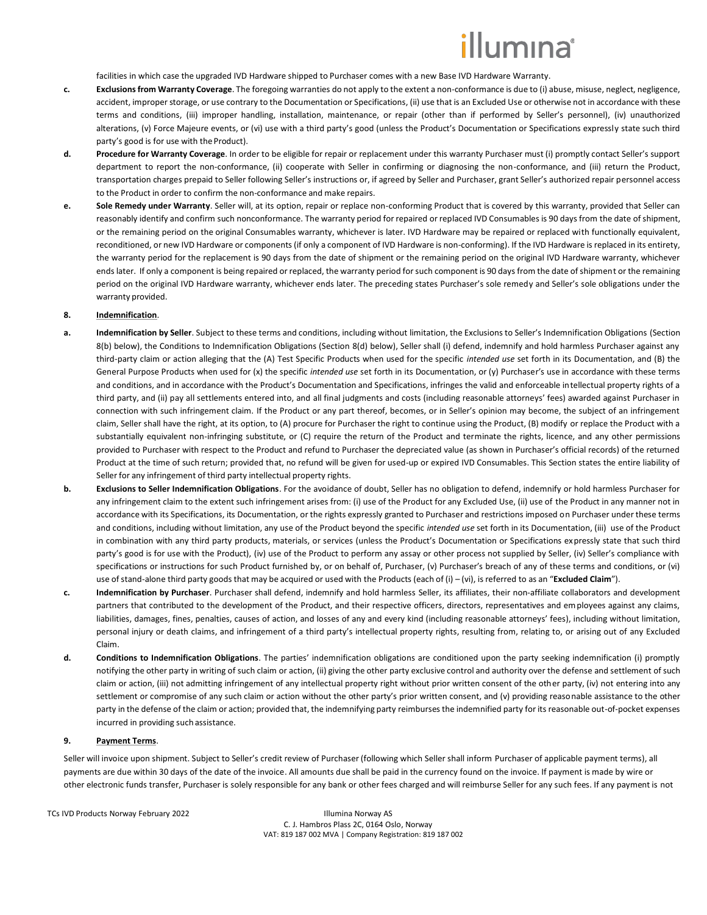facilities in which case the upgraded IVD Hardware shipped to Purchaser comes with a new Base IVD Hardware Warranty.

**c. Exclusions from Warranty Coverage**. The foregoing warranties do not apply to the extent a non-conformance is due to (i) abuse, misuse, neglect, negligence, accident, improper storage, or use contrary to the Documentation or Specifications, (ii) use that is an Excluded Use or otherwise not in accordance with these terms and conditions, (iii) improper handling, installation, maintenance, or repair (other than if performed by Seller's personnel), (iv) unauthorized alterations, (v) Force Majeure events, or (vi) use with a third party's good (unless the Product's Documentation or Specifications expressly state such third party's good is for use with the Product).

**d. Procedure for Warranty Coverage**. In order to be eligible for repair or replacement under this warranty Purchaser must (i) promptly contact Seller's support department to report the non-conformance, (ii) cooperate with Seller in confirming or diagnosing the non-conformance, and (iii) return the Product, transportation charges prepaid to Seller following Seller's instructions or, if agreed by Seller and Purchaser, grant Seller's authorized repair personnel access to the Product in order to confirm the non-conformance and make repairs.

**e. Sole Remedy under Warranty**. Seller will, at its option, repair or replace non-conforming Product that is covered by this warranty, provided that Seller can reasonably identify and confirm such nonconformance. The warranty period for repaired or replaced IVD Consumables is 90 days from the date of shipment, or the remaining period on the original Consumables warranty, whichever is later. IVD Hardware may be repaired or replaced with functionally equivalent, reconditioned, or new IVD Hardware or components (if only a component of IVD Hardware is non-conforming). If the IVD Hardware is replaced in its entirety, the warranty period for the replacement is 90 days from the date of shipment or the remaining period on the original IVD Hardware warranty, whichever ends later. If only a component is being repaired or replaced, the warranty period for such component is 90 days from the date of shipment or the remaining period on the original IVD Hardware warranty, whichever ends later. The preceding states Purchaser's sole remedy and Seller's sole obligations under the warranty provided.

## 8. Indemnification.

**a. Indemnification by Seller**. Subject to these terms and conditions, including without limitation, the Exclusions to Seller's Indemnification Obligations (Section 8(b) below), the Conditions to Indemnification Obligations (Section 8(d) below), Seller shall (i) defend, indemnify and hold harmless Purchaser against any third-party claim or action alleging that the (A) Test Specific Products when used for the specific *intended use* set forth in its Documentation, and (B) the General Purpose Products when used for (x) the specific *intended use* set forth in its Documentation, or (y) Purchaser's use in accordance with these terms and conditions, and in accordance with the Product's Documentation and Specifications, infringes the valid and enforceable intellectual property rights of a third party, and (ii) pay all settlements entered into, and all final judgments and costs (including reasonable attorneys' fees) awarded against Purchaser in connection with such infringement claim. If the Product or any part thereof, becomes, or in Seller's opinion may become, the subject of an infringement claim, Seller shall have the right, at its option, to (A) procure for Purchaser the right to continue using the Product, (B) modify or replace the Product with a substantially equivalent non-infringing substitute, or (C) require the return of the Product and terminate the rights, licence, and any other permissions provided to Purchaser with respect to the Product and refund to Purchaser the depreciated value (as shown in Purchaser's official records) of the returned Product at the time of such return; provided that, no refund will be given for used-up or expired IVD Consumables. This Section states the entire liability of Seller for any infringement of third party intellectual property rights.

**b. Exclusions to Seller Indemnification Obligations**. For the avoidance of doubt, Seller has no obligation to defend, indemnify or hold harmless Purchaser for any infringement claim to the extent such infringement arises from: (i) use of the Product for any Excluded Use, (ii) use of the Product in any manner not in accordance with its Specifications, its Documentation, or the rights expressly granted to Purchaser and restrictions imposed on Purchaser under these terms and conditions, including without limitation, any use of the Product beyond the specific *intended use* set forth in its Documentation, (iii) use of the Product in combination with any third party products, materials, or services (unless the Product's Documentation or Specifications expressly state that such third party's good is for use with the Product), (iv) use of the Product to perform any assay or other process not supplied by Seller, (iv) Seller's compliance with specifications or instructions for such Product furnished by, or on behalf of, Purchaser, (v) Purchaser's breach of any of these terms and conditions, or (vi) use of stand-alone third party goods that may be acquired or used with the Products (each of (i) – (vi), is referred to as an "**Excluded Claim**").

**c. Indemnification by Purchaser**. Purchaser shall defend, indemnify and hold harmless Seller, its affiliates, their non-affiliate collaborators and development partners that contributed to the development of the Product, and their respective officers, directors, representatives and employees against any claims, liabilities, damages, fines, penalties, causes of action, and losses of any and every kind (including reasonable attorneys' fees), including without limitation, personal injury or death claims, and infringement of a third party's intellectual property rights, resulting from, relating to, or arising out of any Excluded Claim.

**d. Conditions to Indemnification Obligations**. The parties' indemnification obligations are conditioned upon the party seeking indemnification (i) promptly notifying the other party in writing of such claim or action, (ii) giving the other party exclusive control and authority over the defense and settlement of such claim or action, (iii) not admitting infringement of any intellectual property right without prior written consent of the other party, (iv) not entering into any settlement or compromise of any such claim or action without the other party's prior written consent, and (v) providing reasonable assistance to the other party in the defense of the claim or action; provided that, the indemnifying party reimburses the indemnified party for its reasonable out-of-pocket expenses incurred in providing such assistance.

## 9. Payment Terms.

Seller will invoice upon shipment. Subject to Seller's credit review of Purchaser (following which Seller shall inform Purchaser of applicable payment terms), all payments are due within 30 days of the date of the invoice. All amounts due shall be paid in the currency found on the invoice. If payment is made by wire or other electronic funds transfer, Purchaser is solely responsible for any bank or other fees charged and will reimburse Seller for any such fees. If any payment is not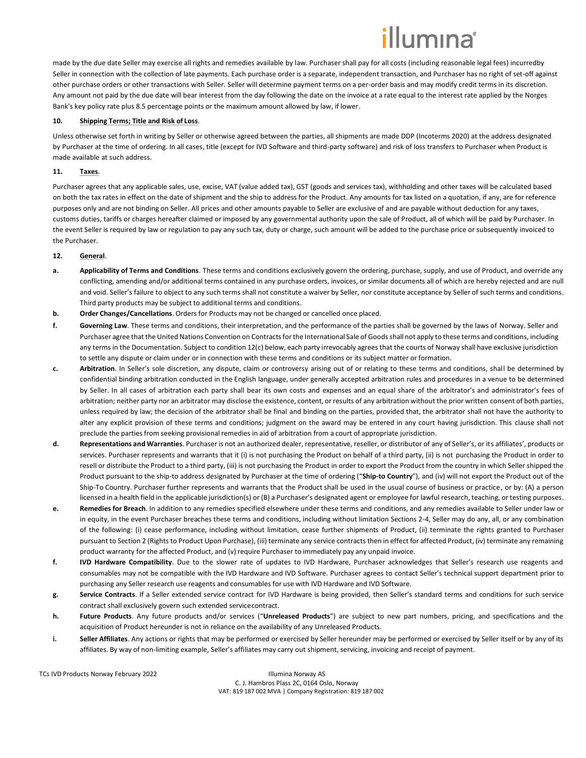made by the due date Seller may exercise all rights and remedies available by law. Purchaser shall pay for all costs (including reasonable legal fees) incurredby Seller in connection with the collection of late payments. Each purchase order is a separate, independent transaction, and Purchaser has no right of set-off against other purchase orders or other transactions with Seller. Seller will determine payment terms on a per-order basis and may modify credit terms in its discretion. Any amount not paid by the due date will bear interest from the day following the date on the invoice at a rate equal to the interest rate applied by the Norges Bank's key policy rate plus 8.5 percentage points or the maximum amount allowed by law, if lower.

**10. Shipping Terms; Title and Risk of Loss**.

Unless otherwise set forth in writing by Seller or otherwise agreed between the parties, all shipments are made DDP (Incoterms 2020) at the address designated by Purchaser at the time of ordering. In all cases, title (except for IVD Software and third-party software) and risk of loss transfers to Purchaser when Product is made available at such address.

**11. Taxes**.

Purchaser agrees that any applicable sales, use, excise, VAT (value added tax), GST (goods and services tax), withholding and other taxes will be calculated based on both the tax rates in effect on the date of shipment and the ship to address for the Product. Any amounts for tax listed on a quotation, if any, are for reference purposes only and are not binding on Seller. All prices and other amounts payable to Seller are exclusive of and are payable without deduction for any taxes, customs duties, tariffs or charges hereafter claimed or imposed by any governmental authority upon the sale of Product, all of which will be paid by Purchaser. In the event Seller is required by law or regulation to pay any such tax, duty or charge, such amount will be added to the purchase price or subsequently invoiced to the Purchaser.

**12. General**.

**a. Applicability of Terms and Conditions**. These terms and conditions exclusively govern the ordering, purchase, supply, and use of Product, and override any conflicting, amending and/or additional terms contained in any purchase orders, invoices, or similar documents all of which are hereby rejected and are null and void. Seller's failure to object to any such terms shall not constitute a waiver by Seller, nor constitute acceptance by Seller of such terms and conditions. Third party products may be subject to additional terms and conditions.

**b. Order Changes/Cancellations**. Orders for Products may not be changed or cancelled once placed.

**f. Governing Law**. These terms and conditions, their interpretation, and the performance of the parties shall be governed by the laws of Norway. Seller and Purchaser agree that the United Nations Convention on Contracts for the International Sale of Goods shall not apply to these terms and conditions, including any terms in the Documentation. Subject to condition 12(c) below, each party irrevocably agrees that the courts of Norway shall have exclusive jurisdiction to settle any dispute or claim under or in connection with these terms and conditions or its subject matter or formation.

**c. Arbitration**. In Seller's sole discretion, any dispute, claim or controversy arising out of or relating to these terms and conditions, shall be determined by confidential binding arbitration conducted in the English language, under generally accepted arbitration rules and procedures in a venue to be determined by Seller. In all cases of arbitration each party shall bear its own costs and expenses and an equal share of the arbitrator's and administrator's fees of arbitration; neither party nor an arbitrator may disclose the existence, content, or results of any arbitration without the prior written consent of both parties, unless required by law; the decision of the arbitrator shall be final and binding on the parties, provided that, the arbitrator shall not have the authority to alter any explicit provision of these terms and conditions; judgment on the award may be entered in any court having jurisdiction. This clause shall not preclude the parties from seeking provisional remedies in aid of arbitration from a court of appropriate jurisdiction.

**d. Representations and Warranties**. Purchaser is not an authorized dealer, representative, reseller, or distributor of any of Seller's, or its affiliates', products or services. Purchaser represents and warrants that it (i) is not purchasing the Product on behalf of a third party, (ii) is not purchasing the Product in order to resell or distribute the Product to a third party, (iii) is not purchasing the Product in order to export the Product from the country in which Seller shipped the Product pursuant to the ship-to address designated by Purchaser at the time of ordering ("**Ship-to Country**"), and (iv) will not export the Product out of the Ship-To Country. Purchaser further represents and warrants that the Product shall be used in the usual course of business or practice, or by: (A) a person licensed in a health field in the applicable jurisdiction(s) or (B) a Purchaser's designated agent or employee for lawful research, teaching, or testing purposes.

**e. Remedies for Breach**. In addition to any remedies specified elsewhere under these terms and conditions, and any remedies available to Seller under law or in equity, in the event Purchaser breaches these terms and conditions, including without limitation Sections 2-4, Seller may do any, all, or any combination of the following: (i) cease performance, including without limitation, cease further shipments of Product, (ii) terminate the rights granted to Purchaser pursuant to Section 2 (Rights to Product Upon Purchase), (iii) terminate any service contracts then in effect for affected Product, (iv) terminate any remaining product warranty for the affected Product, and (v) require Purchaser to immediately pay any unpaid invoice.

**f. IVD Hardware Compatibility**. Due to the slower rate of updates to IVD Hardware, Purchaser acknowledges that Seller's research use reagents and consumables may not be compatible with the IVD Hardware and IVD Software. Purchaser agrees to contact Seller's technical support department prior to purchasing any Seller research use reagents and consumables for use with IVD Hardware and IVD Software.

**g. Service Contracts**. If a Seller extended service contract for IVD Hardware is being provided, then Seller's standard terms and conditions for such service contract shall exclusively govern such extended servicecontract.

**h. Future Products**. Any future products and/or services ("**Unreleased Products**") are subject to new part numbers, pricing, and specifications and the acquisition of Product hereunder is not in reliance on the availability of any Unreleased Products.

**i. Seller Affiliates**. Any actions or rights that may be performed or exercised by Seller hereunder may be performed or exercised by Seller itself or by any of its affiliates. By way of non-limiting example, Seller's affiliates may carry out shipment, servicing, invoicing and receipt of payment.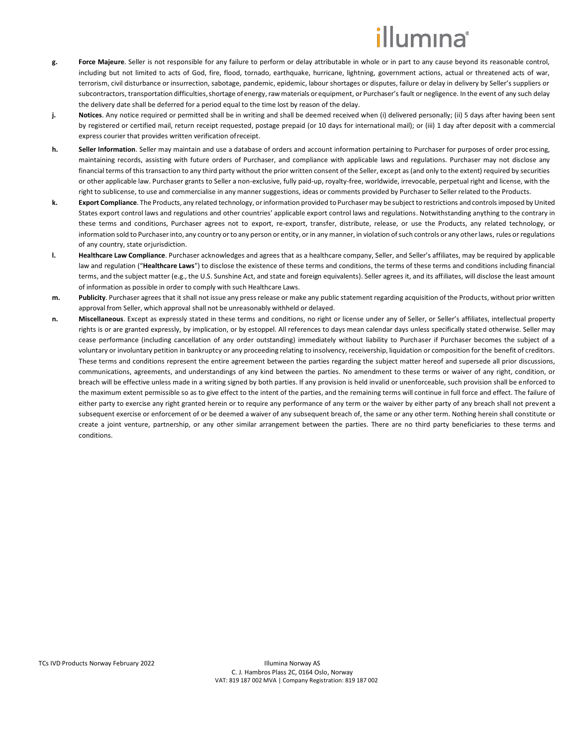g. **Force Majeure**. Seller is not responsible for any failure to perform or delay attributable in whole or in part to any cause beyond its reasonable control, including but not limited to acts of God, fire, flood, tornado, earthquake, hurricane, lightning, government actions, actual or threatened acts of war, terrorism, civil disturbance or insurrection, sabotage, pandemic, epidemic, labour shortages or disputes, failure or delay in delivery by Seller's suppliers or subcontractors, transportation difficulties, shortage of energy, raw materials or equipment, or Purchaser's fault or negligence. In the event of any such delay the delivery date shall be deferred for a period equal to the time lost by reason of the delay.

j. **Notices**. Any notice required or permitted shall be in writing and shall be deemed received when (i) delivered personally; (ii) 5 days after having been sent by registered or certified mail, return receipt requested, postage prepaid (or 10 days for international mail); or (iii) 1 day after deposit with a commercial express courier that provides written verification of receipt.

h. **Seller Information**. Seller may maintain and use a database of orders and account information pertaining to Purchaser for purposes of order processing, maintaining records, assisting with future orders of Purchaser, and compliance with applicable laws and regulations. Purchaser may not disclose any financial terms of this transaction to any third party without the prior written consent of the Seller, except as (and only to the extent) required by securities or other applicable law. Purchaser grants to Seller a non-exclusive, fully paid-up, royalty-free, worldwide, irrevocable, perpetual right and license, with the right to sublicense, to use and commercialise in any manner suggestions, ideas or comments provided by Purchaser to Seller related to the Products.

k. **Export Compliance**. The Products, any related technology, or information provided to Purchaser may be subject to restrictions and controls imposed by United States export control laws and regulations and other countries' applicable export control laws and regulations. Notwithstanding anything to the contrary in these terms and conditions, Purchaser agrees not to export, re-export, transfer, distribute, release, or use the Products, any related technology, or information sold to Purchaser into, any country or to any person or entity, or in any manner, in violation of such controls or any other laws, rules or regulations of any country, state or jurisdiction.

l. **Healthcare Law Compliance**. Purchaser acknowledges and agrees that as a healthcare company, Seller, and Seller's affiliates, may be required by applicable law and regulation ("**Healthcare Laws**") to disclose the existence of these terms and conditions, the terms of these terms and conditions including financial terms, and the subject matter (e.g., the U.S. Sunshine Act, and state and foreign equivalents). Seller agrees it, and its affiliates, will disclose the least amount of information as possible in order to comply with such Healthcare Laws.

m. **Publicity**. Purchaser agrees that it shall not issue any press release or make any public statement regarding acquisition of the Products, without prior written approval from Seller, which approval shall not be unreasonably withheld or delayed.

n. **Miscellaneous**. Except as expressly stated in these terms and conditions, no right or license under any of Seller, or Seller's affiliates, intellectual property rights is or are granted expressly, by implication, or by estoppel. All references to days mean calendar days unless specifically stated otherwise. Seller may cease performance (including cancellation of any order outstanding) immediately without liability to Purchaser if Purchaser becomes the subject of a voluntary or involuntary petition in bankruptcy or any proceeding relating to insolvency, receivership, liquidation or composition for the benefit of creditors. These terms and conditions represent the entire agreement between the parties regarding the subject matter hereof and supersede all prior discussions, communications, agreements, and understandings of any kind between the parties. No amendment to these terms or waiver of any right, condition, or breach will be effective unless made in a writing signed by both parties. If any provision is held invalid or unenforceable, such provision shall be enforced to the maximum extent permissible so as to give effect to the intent of the parties, and the remaining terms will continue in full force and effect. The failure of either party to exercise any right granted herein or to require any performance of any term or the waiver by either party of any breach shall not prevent a subsequent exercise or enforcement of or be deemed a waiver of any subsequent breach of, the same or any other term. Nothing herein shall constitute or create a joint venture, partnership, or any other similar arrangement between the parties. There are no third party beneficiaries to these terms and conditions.